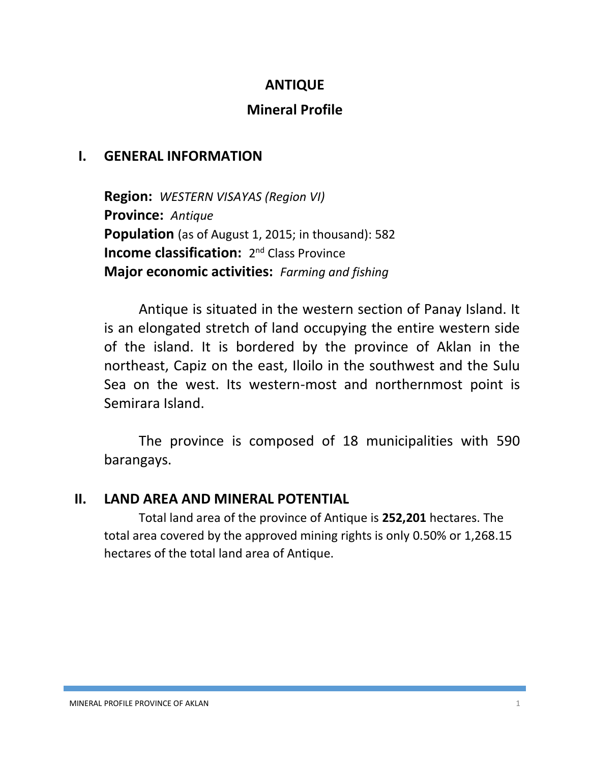# ANTIQUE

## Mineral Profile

## I. GENERAL INFORMATION

**Region:** *WESTERN VISAYAS (Region VI)*
**Province:** *Antique*
**Population** (as of August 1, 2015; in thousand): 582
**Income classification:** 2nd Class Province
**Major economic activities:** *Farming and fishing*

Antique is situated in the western section of Panay Island. It is an elongated stretch of land occupying the entire western side of the island. It is bordered by the province of Aklan in the northeast, Capiz on the east, Iloilo in the southwest and the Sulu Sea on the west. Its western-most and northernmost point is Semirara Island.

The province is composed of 18 municipalities with 590 barangays.

## II. LAND AREA AND MINERAL POTENTIAL

Total land area of the province of Antique is **252,201** hectares. The total area covered by the approved mining rights is only 0.50% or 1,268.15 hectares of the total land area of Antique.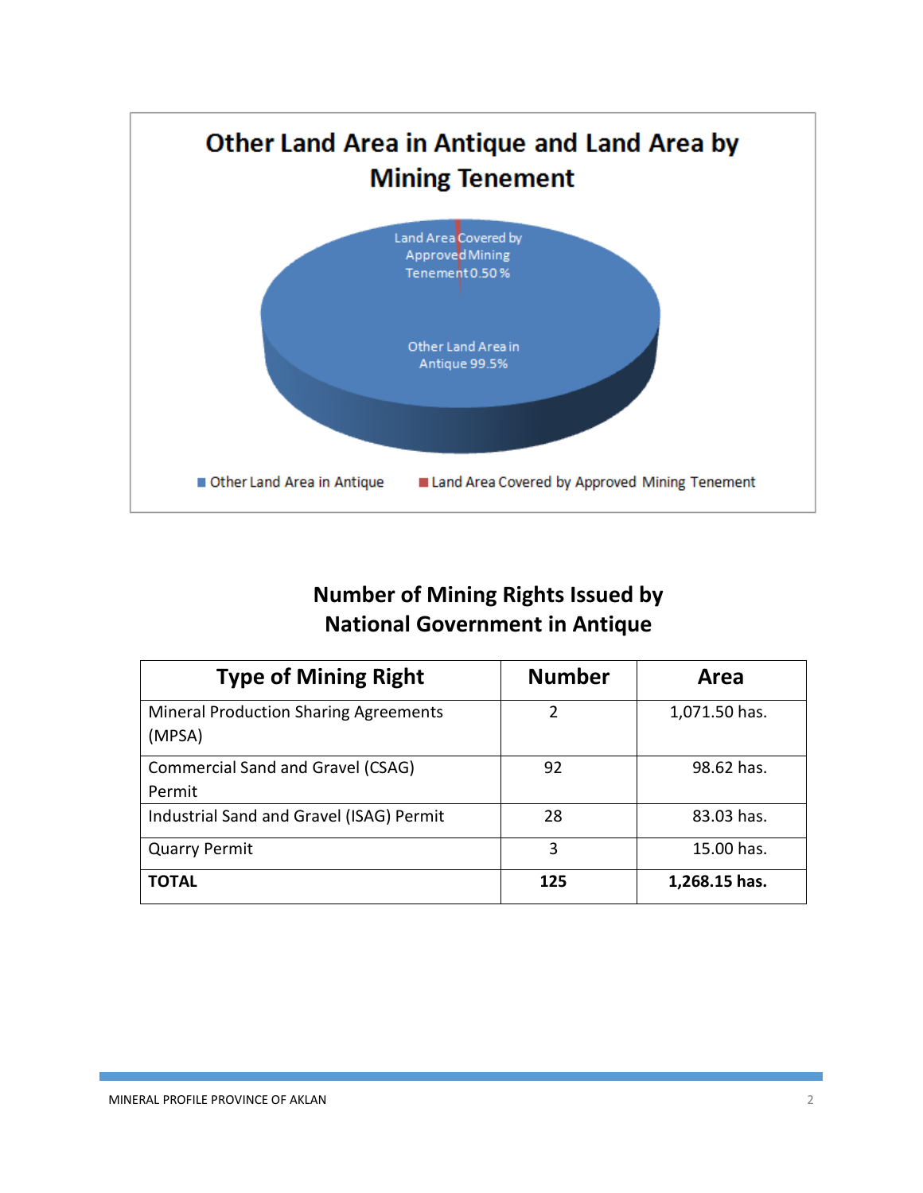## Other Land Area in Antique and Land Area by Mining Tenement

Land Area Covered by Approved Mining Tenement 0.50 %

Other Land Area in Antique 99.5%

■ Other Land Area in Antique ■ Land Area Covered by Approved Mining Tenement

## Number of Mining Rights Issued by National Government in Antique

| Type of Mining Right | Number | Area |
|---|---|---|
| Mineral Production Sharing Agreements (MPSA) | 2 | 1,071.50 has. |
| Commercial Sand and Gravel (CSAG) Permit | 92 | 98.62 has. |
| Industrial Sand and Gravel (ISAG) Permit | 28 | 83.03 has. |
| Quarry Permit | 3 | 15.00 has. |
| **TOTAL** | **125** | **1,268.15 has.** |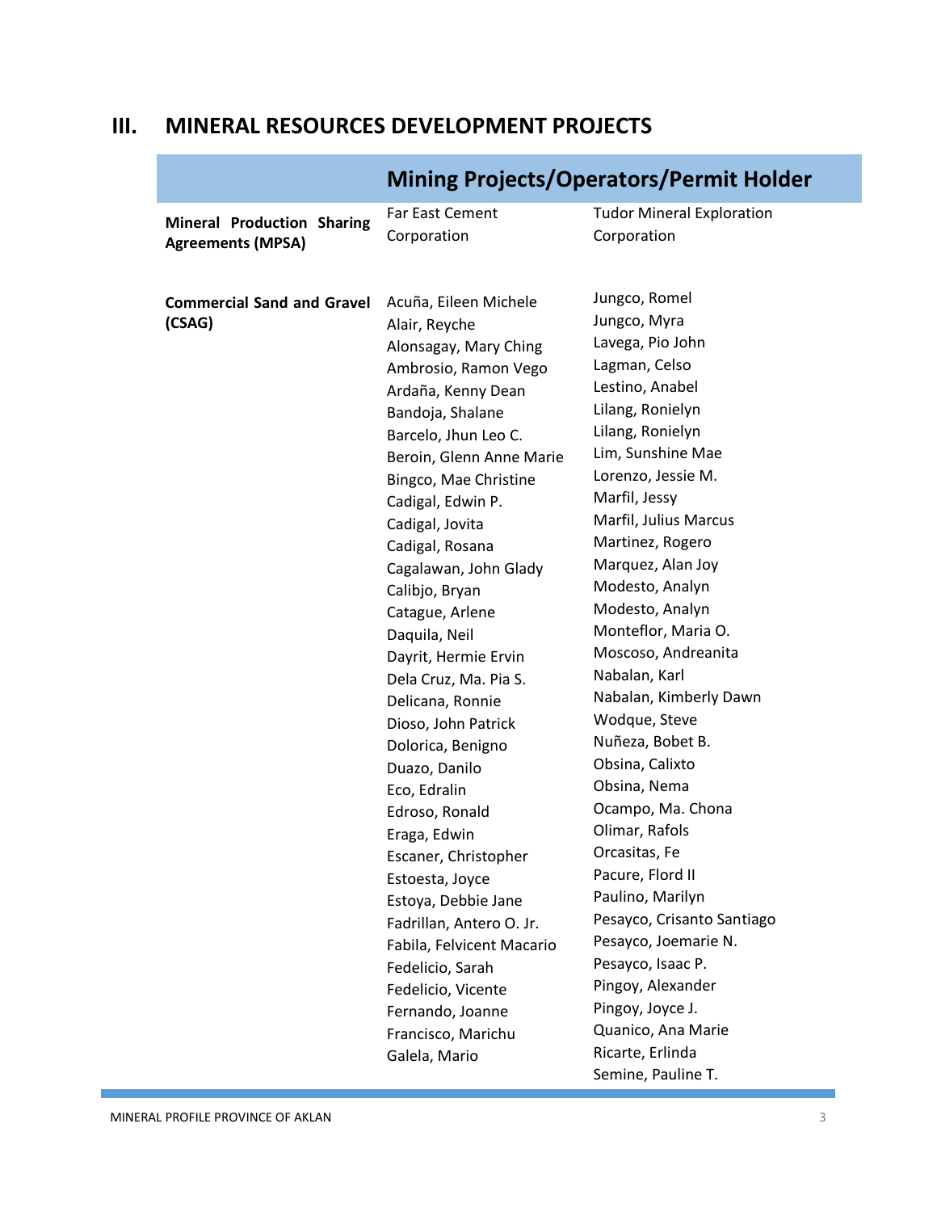## III. MINERAL RESOURCES DEVELOPMENT PROJECTS

| | Mining Projects/Operators/Permit Holder | |
|---|---|---|
| **Mineral Production Sharing Agreements (MPSA)** | Far East Cement Corporation | Tudor Mineral Exploration Corporation |
| **Commercial Sand and Gravel (CSAG)** | Acuña, Eileen Michele | Jungco, Romel |
| | Alair, Reyche | Jungco, Myra |
| | Alonsagay, Mary Ching | Lavega, Pio John |
| | Ambrosio, Ramon Vego | Lagman, Celso |
| | Ardaña, Kenny Dean | Lestino, Anabel |
| | Bandoja, Shalane | Lilang, Ronielyn |
| | Barcelo, Jhun Leo C. | Lilang, Ronielyn |
| | Beroin, Glenn Anne Marie | Lim, Sunshine Mae |
| | Bingco, Mae Christine | Lorenzo, Jessie M. |
| | Cadigal, Edwin P. | Marfil, Jessy |
| | Cadigal, Jovita | Marfil, Julius Marcus |
| | Cadigal, Rosana | Martinez, Rogero |
| | Cagalawan, John Glady | Marquez, Alan Joy |
| | Calibjo, Bryan | Modesto, Analyn |
| | Catague, Arlene | Modesto, Analyn |
| | Daquila, Neil | Monteflor, Maria O. |
| | Dayrit, Hermie Ervin | Moscoso, Andreanita |
| | Dela Cruz, Ma. Pia S. | Nabalan, Karl |
| | Delicana, Ronnie | Nabalan, Kimberly Dawn |
| | Dioso, John Patrick | Wodque, Steve |
| | Dolorica, Benigno | Nuñeza, Bobet B. |
| | Duazo, Danilo | Obsina, Calixto |
| | Eco, Edralin | Obsina, Nema |
| | Edroso, Ronald | Ocampo, Ma. Chona |
| | Eraga, Edwin | Olimar, Rafols |
| | Escaner, Christopher | Orcasitas, Fe |
| | Estoesta, Joyce | Pacure, Flord II |
| | Estoya, Debbie Jane | Paulino, Marilyn |
| | Fadrillan, Antero O. Jr. | Pesayco, Crisanto Santiago |
| | Fabila, Felvicent Macario | Pesayco, Joemarie N. |
| | Fedelicio, Sarah | Pesayco, Isaac P. |
| | Fedelicio, Vicente | Pingoy, Alexander |
| | Fernando, Joanne | Pingoy, Joyce J. |
| | Francisco, Marichu | Quanico, Ana Marie |
| | Galela, Mario | Ricarte, Erlinda |
| | | Semine, Pauline T. |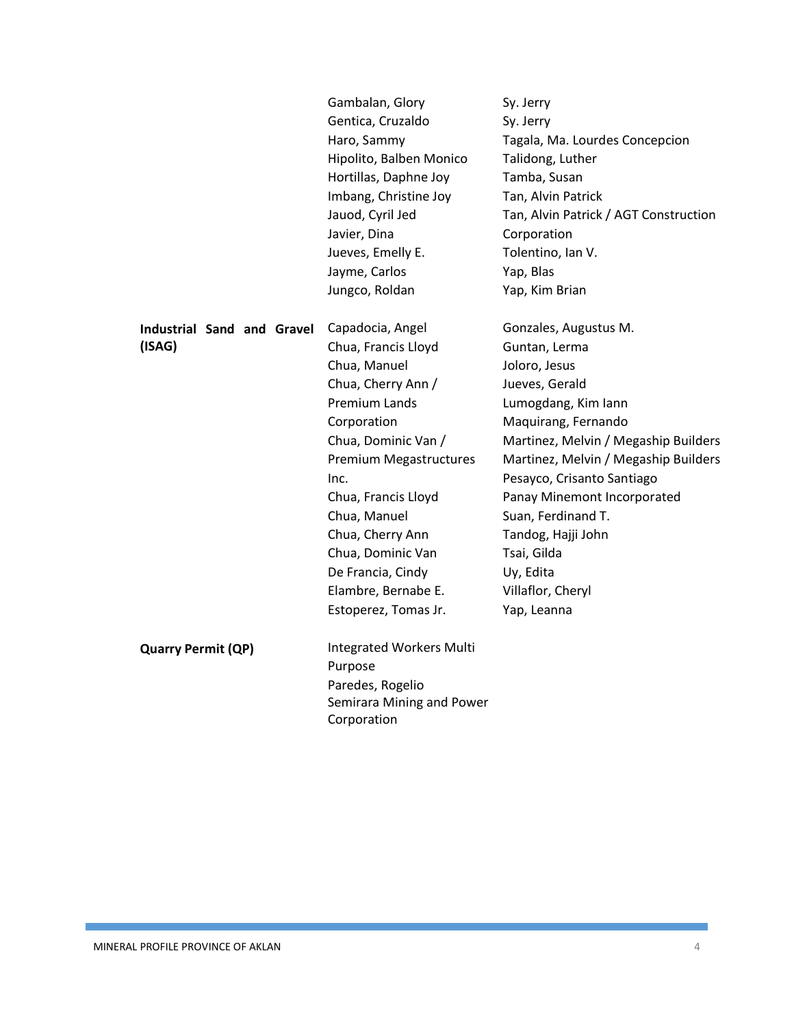| | | |
|---|---|---|
| | Gambalan, Glory | Sy. Jerry |
| | Gentica, Cruzaldo | Sy. Jerry |
| | Haro, Sammy | Tagala, Ma. Lourdes Concepcion |
| | Hipolito, Balben Monico | Talidong, Luther |
| | Hortillas, Daphne Joy | Tamba, Susan |
| | Imbang, Christine Joy | Tan, Alvin Patrick |
| | Jauod, Cyril Jed | Tan, Alvin Patrick / AGT Construction Corporation |
| | Javier, Dina | |
| | Jueves, Emelly E. | Tolentino, Ian V. |
| | Jayme, Carlos | Yap, Blas |
| | Jungco, Roldan | Yap, Kim Brian |
| **Industrial Sand and Gravel (ISAG)** | Capadocia, Angel | Gonzales, Augustus M. |
| | Chua, Francis Lloyd | Guntan, Lerma |
| | Chua, Manuel | Joloro, Jesus |
| | Chua, Cherry Ann / Premium Lands Corporation | Jueves, Gerald |
| | | Lumogdang, Kim Iann |
| | | Maquirang, Fernando |
| | Chua, Dominic Van / Premium Megastructures Inc. | Martinez, Melvin / Megaship Builders |
| | | Martinez, Melvin / Megaship Builders |
| | | Pesayco, Crisanto Santiago |
| | Chua, Francis Lloyd | Panay Minemont Incorporated |
| | Chua, Manuel | Suan, Ferdinand T. |
| | Chua, Cherry Ann | Tandog, Hajji John |
| | Chua, Dominic Van | Tsai, Gilda |
| | De Francia, Cindy | Uy, Edita |
| | Elambre, Bernabe E. | Villaflor, Cheryl |
| | Estoperez, Tomas Jr. | Yap, Leanna |
| **Quarry Permit (QP)** | Integrated Workers Multi Purpose | |
| | Paredes, Rogelio | |
| | Semirara Mining and Power Corporation | |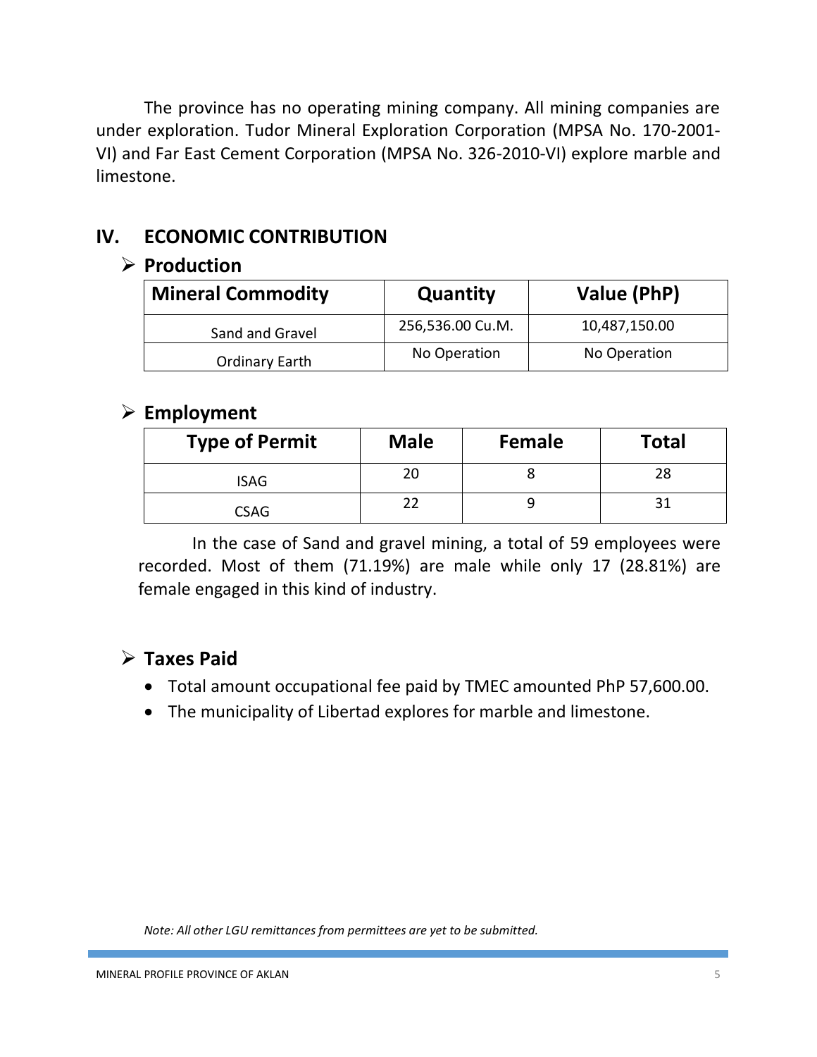The province has no operating mining company. All mining companies are under exploration. Tudor Mineral Exploration Corporation (MPSA No. 170-2001-VI) and Far East Cement Corporation (MPSA No. 326-2010-VI) explore marble and limestone.

## IV. ECONOMIC CONTRIBUTION

### ➢ Production

| Mineral Commodity | Quantity | Value (PhP) |
|---|---|---|
| Sand and Gravel | 256,536.00 Cu.M. | 10,487,150.00 |
| Ordinary Earth | No Operation | No Operation |

### ➢ Employment

| Type of Permit | Male | Female | Total |
|---|---|---|---|
| ISAG | 20 | 8 | 28 |
| CSAG | 22 | 9 | 31 |

In the case of Sand and gravel mining, a total of 59 employees were recorded. Most of them (71.19%) are male while only 17 (28.81%) are female engaged in this kind of industry.

### ➢ Taxes Paid

- Total amount occupational fee paid by TMEC amounted PhP 57,600.00.
- The municipality of Libertad explores for marble and limestone.

*Note: All other LGU remittances from permittees are yet to be submitted.*